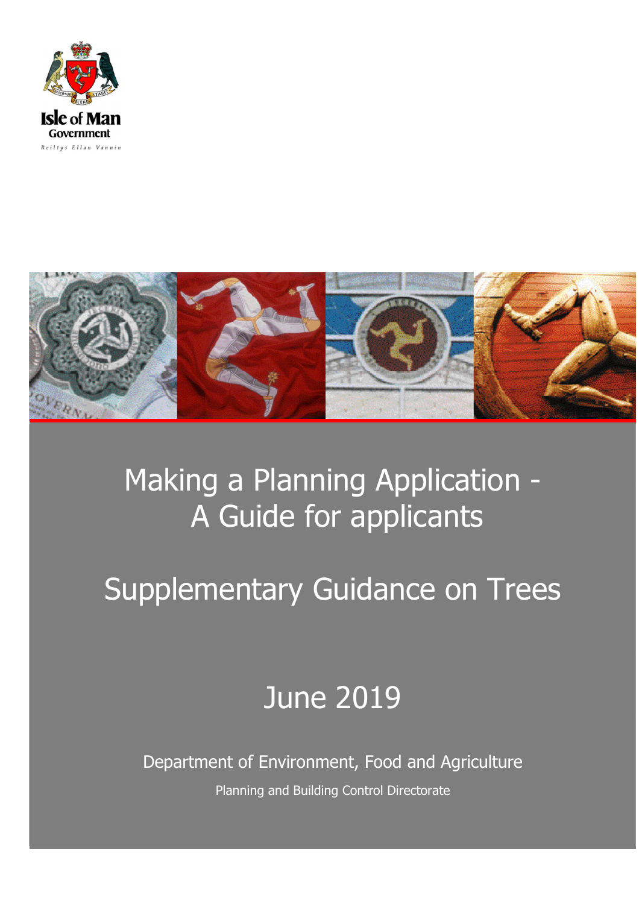Isle of Man Government

Reiltys Ellan Vannin

# Making a Planning Application - A Guide for applicants

# Supplementary Guidance on Trees

## June 2019

Department of Environment, Food and Agriculture

Planning and Building Control Directorate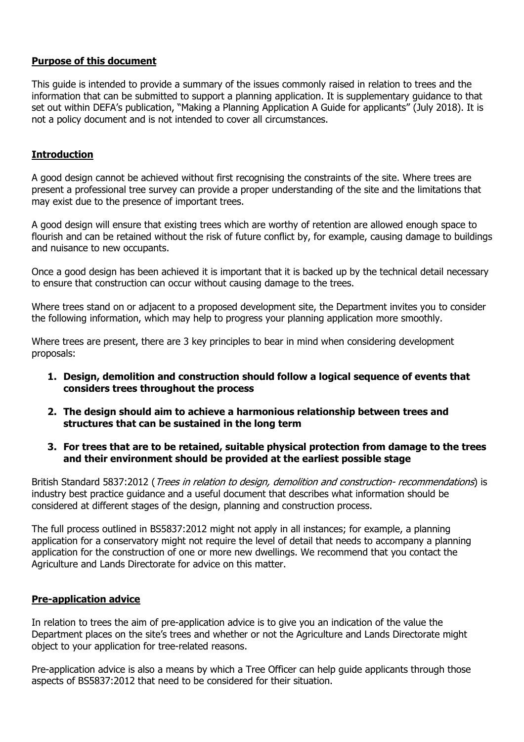## Purpose of this document

This guide is intended to provide a summary of the issues commonly raised in relation to trees and the information that can be submitted to support a planning application. It is supplementary guidance to that set out within DEFA's publication, "Making a Planning Application A Guide for applicants" (July 2018). It is not a policy document and is not intended to cover all circumstances.

## Introduction

A good design cannot be achieved without first recognising the constraints of the site. Where trees are present a professional tree survey can provide a proper understanding of the site and the limitations that may exist due to the presence of important trees.

A good design will ensure that existing trees which are worthy of retention are allowed enough space to flourish and can be retained without the risk of future conflict by, for example, causing damage to buildings and nuisance to new occupants.

Once a good design has been achieved it is important that it is backed up by the technical detail necessary to ensure that construction can occur without causing damage to the trees.

Where trees stand on or adjacent to a proposed development site, the Department invites you to consider the following information, which may help to progress your planning application more smoothly.

Where trees are present, there are 3 key principles to bear in mind when considering development proposals:

1. **Design, demolition and construction should follow a logical sequence of events that considers trees throughout the process**
2. **The design should aim to achieve a harmonious relationship between trees and structures that can be sustained in the long term**
3. **For trees that are to be retained, suitable physical protection from damage to the trees and their environment should be provided at the earliest possible stage**

British Standard 5837:2012 (*Trees in relation to design, demolition and construction- recommendations*) is industry best practice guidance and a useful document that describes what information should be considered at different stages of the design, planning and construction process.

The full process outlined in BS5837:2012 might not apply in all instances; for example, a planning application for a conservatory might not require the level of detail that needs to accompany a planning application for the construction of one or more new dwellings. We recommend that you contact the Agriculture and Lands Directorate for advice on this matter.

## Pre-application advice

In relation to trees the aim of pre-application advice is to give you an indication of the value the Department places on the site's trees and whether or not the Agriculture and Lands Directorate might object to your application for tree-related reasons.

Pre-application advice is also a means by which a Tree Officer can help guide applicants through those aspects of BS5837:2012 that need to be considered for their situation.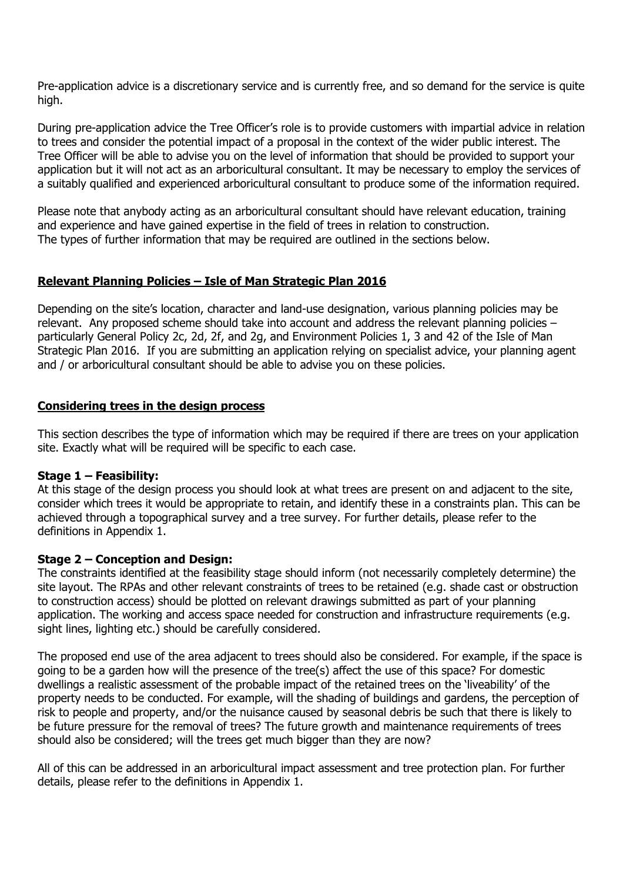Pre-application advice is a discretionary service and is currently free, and so demand for the service is quite high.

During pre-application advice the Tree Officer's role is to provide customers with impartial advice in relation to trees and consider the potential impact of a proposal in the context of the wider public interest. The Tree Officer will be able to advise you on the level of information that should be provided to support your application but it will not act as an arboricultural consultant. It may be necessary to employ the services of a suitably qualified and experienced arboricultural consultant to produce some of the information required.

Please note that anybody acting as an arboricultural consultant should have relevant education, training and experience and have gained expertise in the field of trees in relation to construction.
The types of further information that may be required are outlined in the sections below.

## Relevant Planning Policies – Isle of Man Strategic Plan 2016

Depending on the site's location, character and land-use designation, various planning policies may be relevant. Any proposed scheme should take into account and address the relevant planning policies – particularly General Policy 2c, 2d, 2f, and 2g, and Environment Policies 1, 3 and 42 of the Isle of Man Strategic Plan 2016. If you are submitting an application relying on specialist advice, your planning agent and / or arboricultural consultant should be able to advise you on these policies.

## Considering trees in the design process

This section describes the type of information which may be required if there are trees on your application site. Exactly what will be required will be specific to each case.

**Stage 1 – Feasibility:**
At this stage of the design process you should look at what trees are present on and adjacent to the site, consider which trees it would be appropriate to retain, and identify these in a constraints plan. This can be achieved through a topographical survey and a tree survey. For further details, please refer to the definitions in Appendix 1.

**Stage 2 – Conception and Design:**
The constraints identified at the feasibility stage should inform (not necessarily completely determine) the site layout. The RPAs and other relevant constraints of trees to be retained (e.g. shade cast or obstruction to construction access) should be plotted on relevant drawings submitted as part of your planning application. The working and access space needed for construction and infrastructure requirements (e.g. sight lines, lighting etc.) should be carefully considered.

The proposed end use of the area adjacent to trees should also be considered. For example, if the space is going to be a garden how will the presence of the tree(s) affect the use of this space? For domestic dwellings a realistic assessment of the probable impact of the retained trees on the 'liveability' of the property needs to be conducted. For example, will the shading of buildings and gardens, the perception of risk to people and property, and/or the nuisance caused by seasonal debris be such that there is likely to be future pressure for the removal of trees? The future growth and maintenance requirements of trees should also be considered; will the trees get much bigger than they are now?

All of this can be addressed in an arboricultural impact assessment and tree protection plan. For further details, please refer to the definitions in Appendix 1.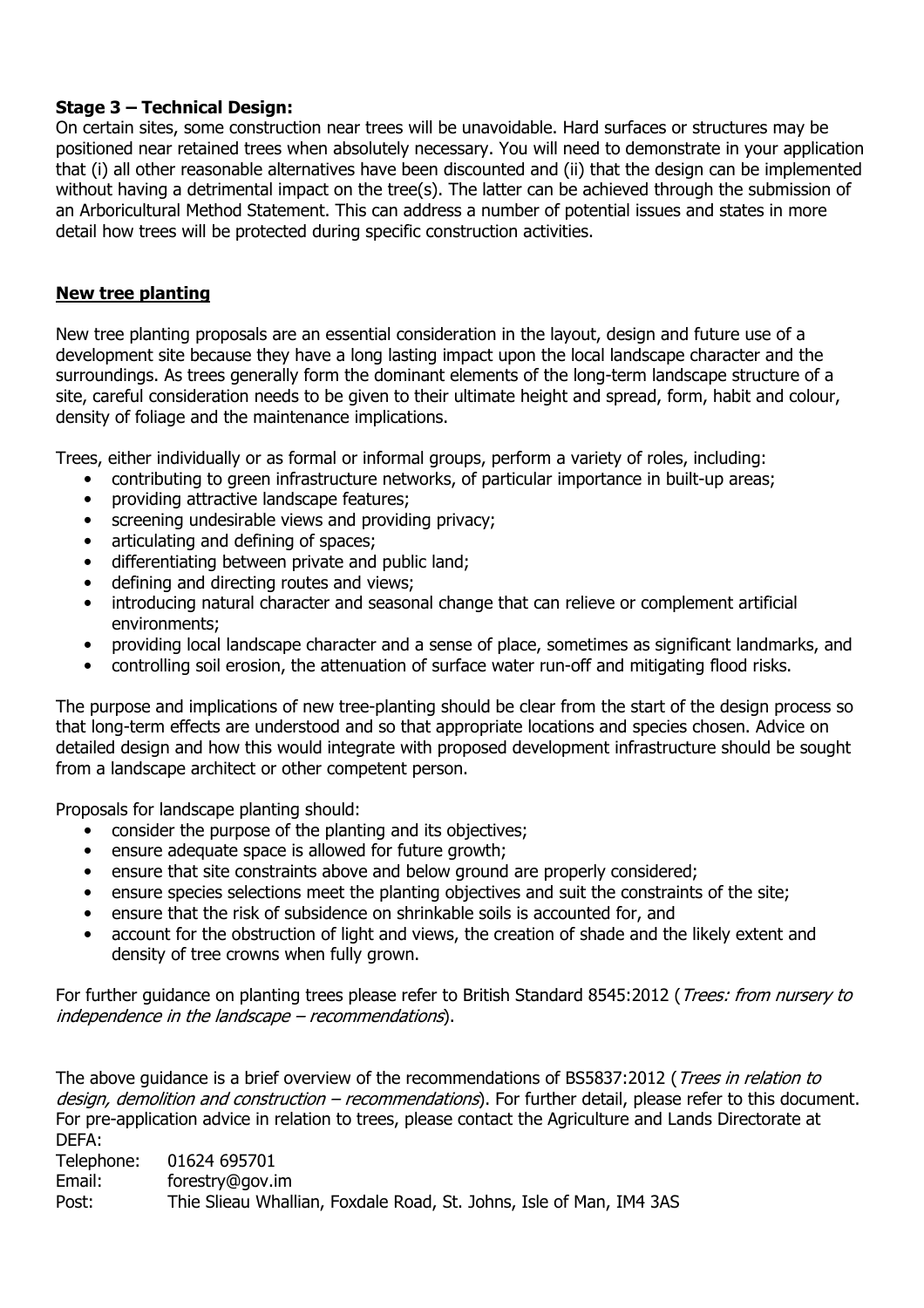**Stage 3 – Technical Design:**
On certain sites, some construction near trees will be unavoidable. Hard surfaces or structures may be positioned near retained trees when absolutely necessary. You will need to demonstrate in your application that (i) all other reasonable alternatives have been discounted and (ii) that the design can be implemented without having a detrimental impact on the tree(s). The latter can be achieved through the submission of an Arboricultural Method Statement. This can address a number of potential issues and states in more detail how trees will be protected during specific construction activities.

## **New tree planting**

New tree planting proposals are an essential consideration in the layout, design and future use of a development site because they have a long lasting impact upon the local landscape character and the surroundings. As trees generally form the dominant elements of the long-term landscape structure of a site, careful consideration needs to be given to their ultimate height and spread, form, habit and colour, density of foliage and the maintenance implications.

Trees, either individually or as formal or informal groups, perform a variety of roles, including:

- contributing to green infrastructure networks, of particular importance in built-up areas;
- providing attractive landscape features;
- screening undesirable views and providing privacy;
- articulating and defining of spaces;
- differentiating between private and public land;
- defining and directing routes and views;
- introducing natural character and seasonal change that can relieve or complement artificial environments;
- providing local landscape character and a sense of place, sometimes as significant landmarks, and
- controlling soil erosion, the attenuation of surface water run-off and mitigating flood risks.

The purpose and implications of new tree-planting should be clear from the start of the design process so that long-term effects are understood and so that appropriate locations and species chosen. Advice on detailed design and how this would integrate with proposed development infrastructure should be sought from a landscape architect or other competent person.

Proposals for landscape planting should:

- consider the purpose of the planting and its objectives;
- ensure adequate space is allowed for future growth;
- ensure that site constraints above and below ground are properly considered;
- ensure species selections meet the planting objectives and suit the constraints of the site;
- ensure that the risk of subsidence on shrinkable soils is accounted for, and
- account for the obstruction of light and views, the creation of shade and the likely extent and density of tree crowns when fully grown.

For further guidance on planting trees please refer to British Standard 8545:2012 (*Trees: from nursery to independence in the landscape – recommendations*).

The above guidance is a brief overview of the recommendations of BS5837:2012 (*Trees in relation to design, demolition and construction – recommendations*). For further detail, please refer to this document. For pre-application advice in relation to trees, please contact the Agriculture and Lands Directorate at DEFA:

Telephone: 01624 695701
Email: forestry@gov.im
Post: Thie Slieau Whallian, Foxdale Road, St. Johns, Isle of Man, IM4 3AS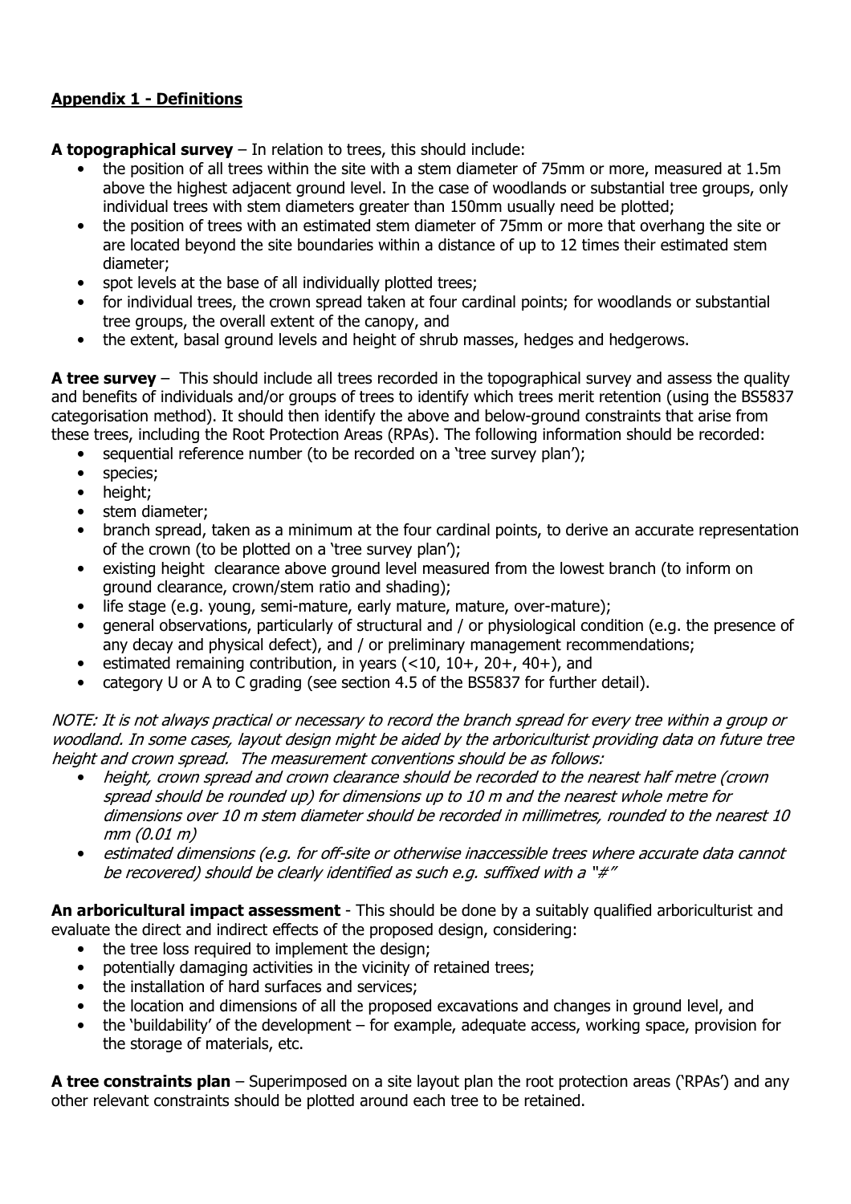## **Appendix 1 - Definitions**

**A topographical survey** – In relation to trees, this should include:

- the position of all trees within the site with a stem diameter of 75mm or more, measured at 1.5m above the highest adjacent ground level. In the case of woodlands or substantial tree groups, only individual trees with stem diameters greater than 150mm usually need be plotted;
- the position of trees with an estimated stem diameter of 75mm or more that overhang the site or are located beyond the site boundaries within a distance of up to 12 times their estimated stem diameter;
- spot levels at the base of all individually plotted trees;
- for individual trees, the crown spread taken at four cardinal points; for woodlands or substantial tree groups, the overall extent of the canopy, and
- the extent, basal ground levels and height of shrub masses, hedges and hedgerows.

**A tree survey** – This should include all trees recorded in the topographical survey and assess the quality and benefits of individuals and/or groups of trees to identify which trees merit retention (using the BS5837 categorisation method). It should then identify the above and below-ground constraints that arise from these trees, including the Root Protection Areas (RPAs). The following information should be recorded:

- sequential reference number (to be recorded on a 'tree survey plan');
- species;
- height;
- stem diameter;
- branch spread, taken as a minimum at the four cardinal points, to derive an accurate representation of the crown (to be plotted on a 'tree survey plan');
- existing height clearance above ground level measured from the lowest branch (to inform on ground clearance, crown/stem ratio and shading);
- life stage (e.g. young, semi-mature, early mature, mature, over-mature);
- general observations, particularly of structural and / or physiological condition (e.g. the presence of any decay and physical defect), and / or preliminary management recommendations;
- estimated remaining contribution, in years (<10, 10+, 20+, 40+), and
- category U or A to C grading (see section 4.5 of the BS5837 for further detail).

*NOTE: It is not always practical or necessary to record the branch spread for every tree within a group or woodland. In some cases, layout design might be aided by the arboriculturist providing data on future tree height and crown spread. The measurement conventions should be as follows:*

- *height, crown spread and crown clearance should be recorded to the nearest half metre (crown spread should be rounded up) for dimensions up to 10 m and the nearest whole metre for dimensions over 10 m stem diameter should be recorded in millimetres, rounded to the nearest 10 mm (0.01 m)*
- *estimated dimensions (e.g. for off-site or otherwise inaccessible trees where accurate data cannot be recovered) should be clearly identified as such e.g. suffixed with a "#"*

**An arboricultural impact assessment** - This should be done by a suitably qualified arboriculturist and evaluate the direct and indirect effects of the proposed design, considering:

- the tree loss required to implement the design;
- potentially damaging activities in the vicinity of retained trees;
- the installation of hard surfaces and services;
- the location and dimensions of all the proposed excavations and changes in ground level, and
- the 'buildability' of the development – for example, adequate access, working space, provision for the storage of materials, etc.

**A tree constraints plan** – Superimposed on a site layout plan the root protection areas ('RPAs') and any other relevant constraints should be plotted around each tree to be retained.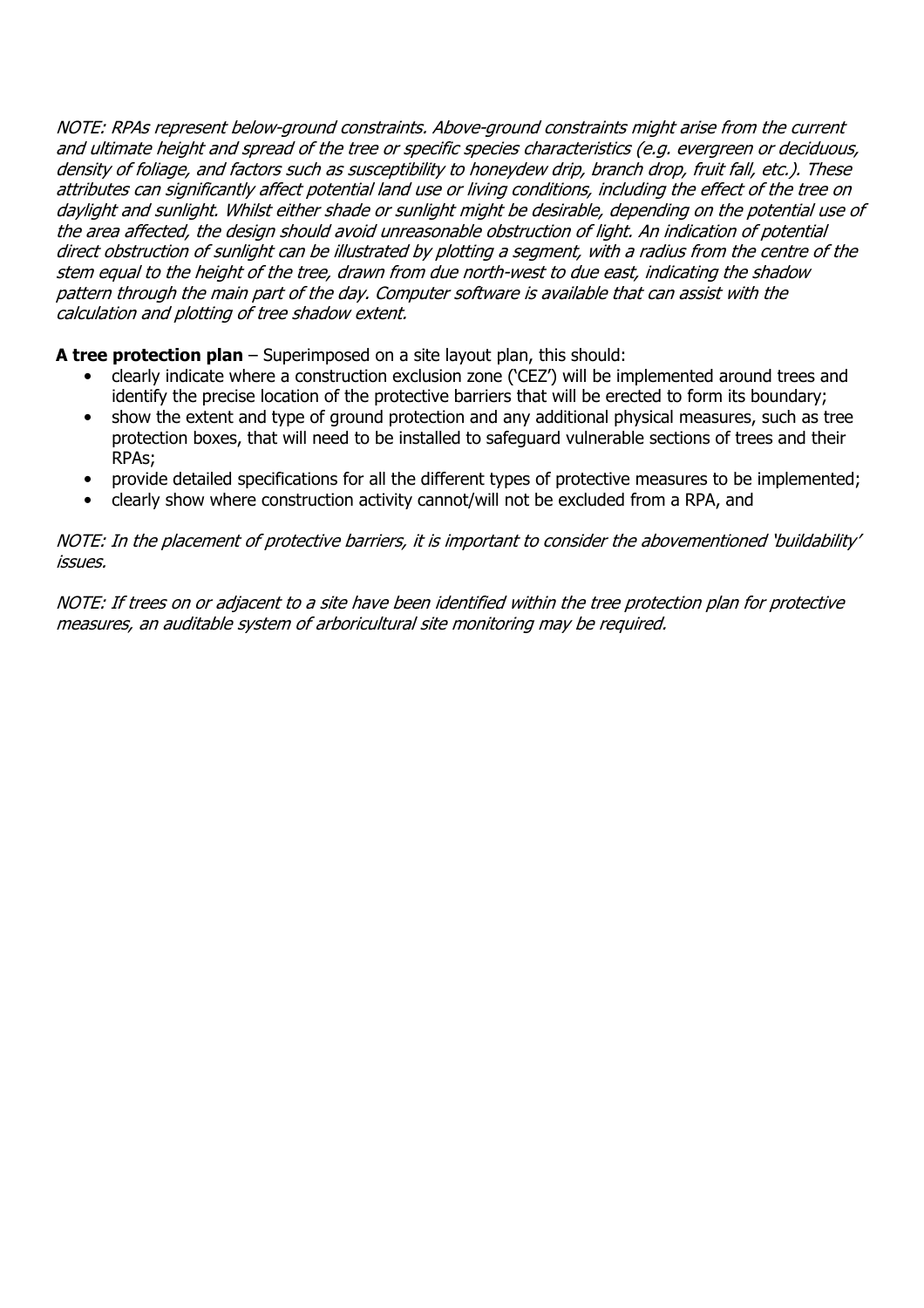*NOTE: RPAs represent below-ground constraints. Above-ground constraints might arise from the current and ultimate height and spread of the tree or specific species characteristics (e.g. evergreen or deciduous, density of foliage, and factors such as susceptibility to honeydew drip, branch drop, fruit fall, etc.). These attributes can significantly affect potential land use or living conditions, including the effect of the tree on daylight and sunlight. Whilst either shade or sunlight might be desirable, depending on the potential use of the area affected, the design should avoid unreasonable obstruction of light. An indication of potential direct obstruction of sunlight can be illustrated by plotting a segment, with a radius from the centre of the stem equal to the height of the tree, drawn from due north-west to due east, indicating the shadow pattern through the main part of the day. Computer software is available that can assist with the calculation and plotting of tree shadow extent.*

**A tree protection plan** – Superimposed on a site layout plan, this should:

- clearly indicate where a construction exclusion zone ('CEZ') will be implemented around trees and identify the precise location of the protective barriers that will be erected to form its boundary;
- show the extent and type of ground protection and any additional physical measures, such as tree protection boxes, that will need to be installed to safeguard vulnerable sections of trees and their RPAs;
- provide detailed specifications for all the different types of protective measures to be implemented;
- clearly show where construction activity cannot/will not be excluded from a RPA, and

*NOTE: In the placement of protective barriers, it is important to consider the abovementioned 'buildability' issues.*

*NOTE: If trees on or adjacent to a site have been identified within the tree protection plan for protective measures, an auditable system of arboricultural site monitoring may be required.*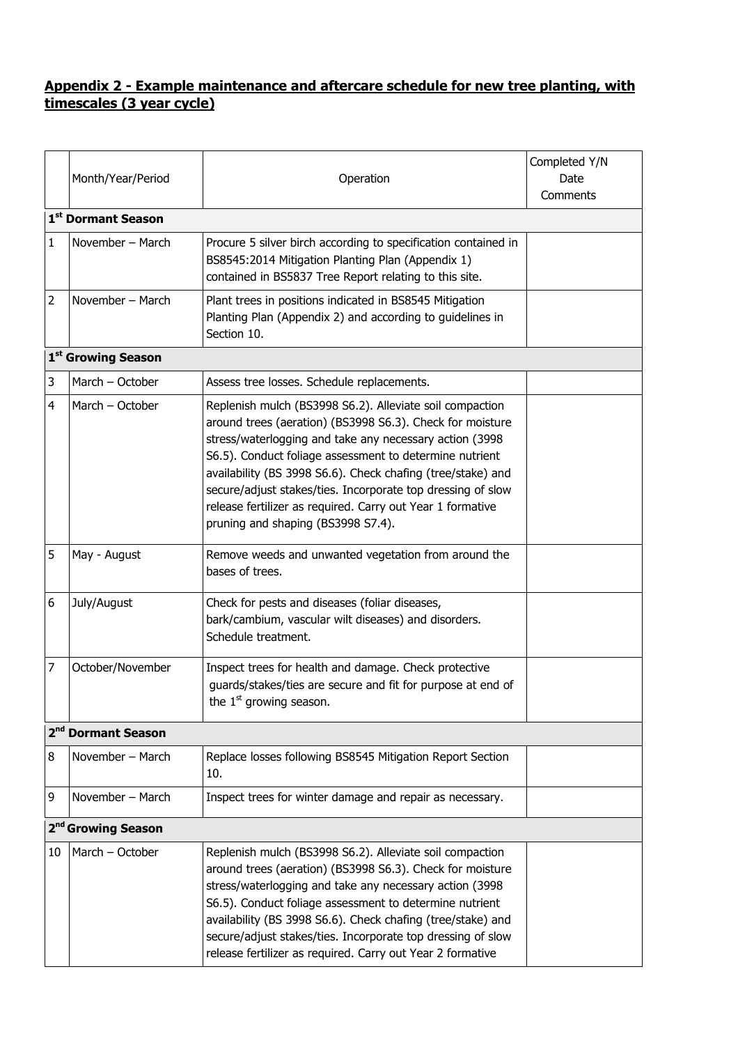## Appendix 2 - Example maintenance and aftercare schedule for new tree planting, with timescales (3 year cycle)

| | Month/Year/Period | Operation | Completed Y/N Date Comments |
|---|---|---|---|
| **1st Dormant Season** | | | |
| 1 | November – March | Procure 5 silver birch according to specification contained in BS8545:2014 Mitigation Planting Plan (Appendix 1) contained in BS5837 Tree Report relating to this site. | |
| 2 | November – March | Plant trees in positions indicated in BS8545 Mitigation Planting Plan (Appendix 2) and according to guidelines in Section 10. | |
| **1st Growing Season** | | | |
| 3 | March – October | Assess tree losses. Schedule replacements. | |
| 4 | March – October | Replenish mulch (BS3998 S6.2). Alleviate soil compaction around trees (aeration) (BS3998 S6.3). Check for moisture stress/waterlogging and take any necessary action (3998 S6.5). Conduct foliage assessment to determine nutrient availability (BS 3998 S6.6). Check chafing (tree/stake) and secure/adjust stakes/ties. Incorporate top dressing of slow release fertilizer as required. Carry out Year 1 formative pruning and shaping (BS3998 S7.4). | |
| 5 | May - August | Remove weeds and unwanted vegetation from around the bases of trees. | |
| 6 | July/August | Check for pests and diseases (foliar diseases, bark/cambium, vascular wilt diseases) and disorders. Schedule treatment. | |
| 7 | October/November | Inspect trees for health and damage. Check protective guards/stakes/ties are secure and fit for purpose at end of the 1st growing season. | |
| **2nd Dormant Season** | | | |
| 8 | November – March | Replace losses following BS8545 Mitigation Report Section 10. | |
| 9 | November – March | Inspect trees for winter damage and repair as necessary. | |
| **2nd Growing Season** | | | |
| 10 | March – October | Replenish mulch (BS3998 S6.2). Alleviate soil compaction around trees (aeration) (BS3998 S6.3). Check for moisture stress/waterlogging and take any necessary action (3998 S6.5). Conduct foliage assessment to determine nutrient availability (BS 3998 S6.6). Check chafing (tree/stake) and secure/adjust stakes/ties. Incorporate top dressing of slow release fertilizer as required. Carry out Year 2 formative | |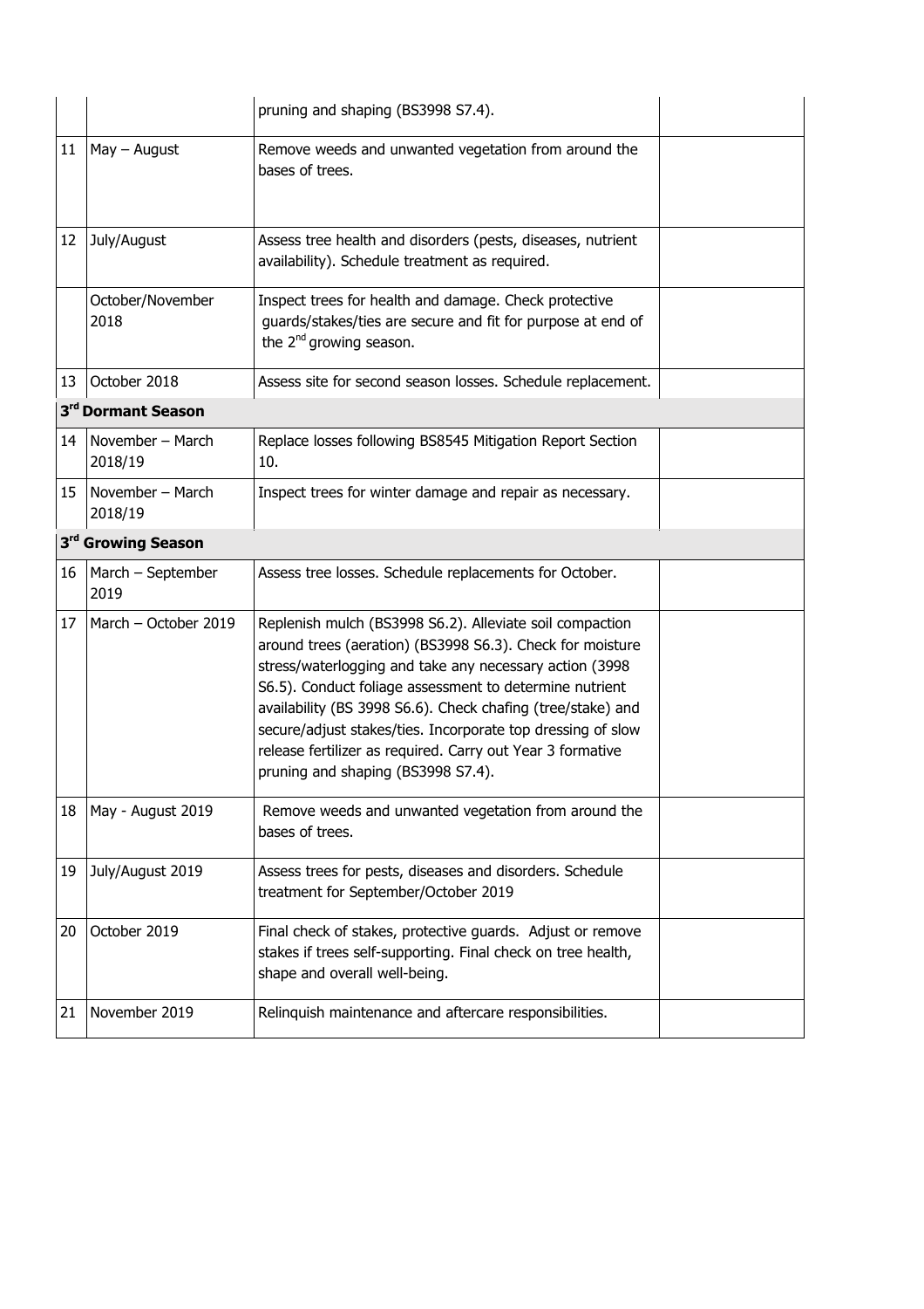| | | | |
|---|---|---|---|
| | | pruning and shaping (BS3998 S7.4). | |
| 11 | May – August | Remove weeds and unwanted vegetation from around the bases of trees. | |
| 12 | July/August | Assess tree health and disorders (pests, diseases, nutrient availability). Schedule treatment as required. | |
| | October/November 2018 | Inspect trees for health and damage. Check protective guards/stakes/ties are secure and fit for purpose at end of the 2nd growing season. | |
| 13 | October 2018 | Assess site for second season losses. Schedule replacement. | |
| **3rd Dormant Season** | | | |
| 14 | November – March 2018/19 | Replace losses following BS8545 Mitigation Report Section 10. | |
| 15 | November – March 2018/19 | Inspect trees for winter damage and repair as necessary. | |
| **3rd Growing Season** | | | |
| 16 | March – September 2019 | Assess tree losses. Schedule replacements for October. | |
| 17 | March – October 2019 | Replenish mulch (BS3998 S6.2). Alleviate soil compaction around trees (aeration) (BS3998 S6.3). Check for moisture stress/waterlogging and take any necessary action (3998 S6.5). Conduct foliage assessment to determine nutrient availability (BS 3998 S6.6). Check chafing (tree/stake) and secure/adjust stakes/ties. Incorporate top dressing of slow release fertilizer as required. Carry out Year 3 formative pruning and shaping (BS3998 S7.4). | |
| 18 | May - August 2019 | Remove weeds and unwanted vegetation from around the bases of trees. | |
| 19 | July/August 2019 | Assess trees for pests, diseases and disorders. Schedule treatment for September/October 2019 | |
| 20 | October 2019 | Final check of stakes, protective guards. Adjust or remove stakes if trees self-supporting. Final check on tree health, shape and overall well-being. | |
| 21 | November 2019 | Relinquish maintenance and aftercare responsibilities. | |